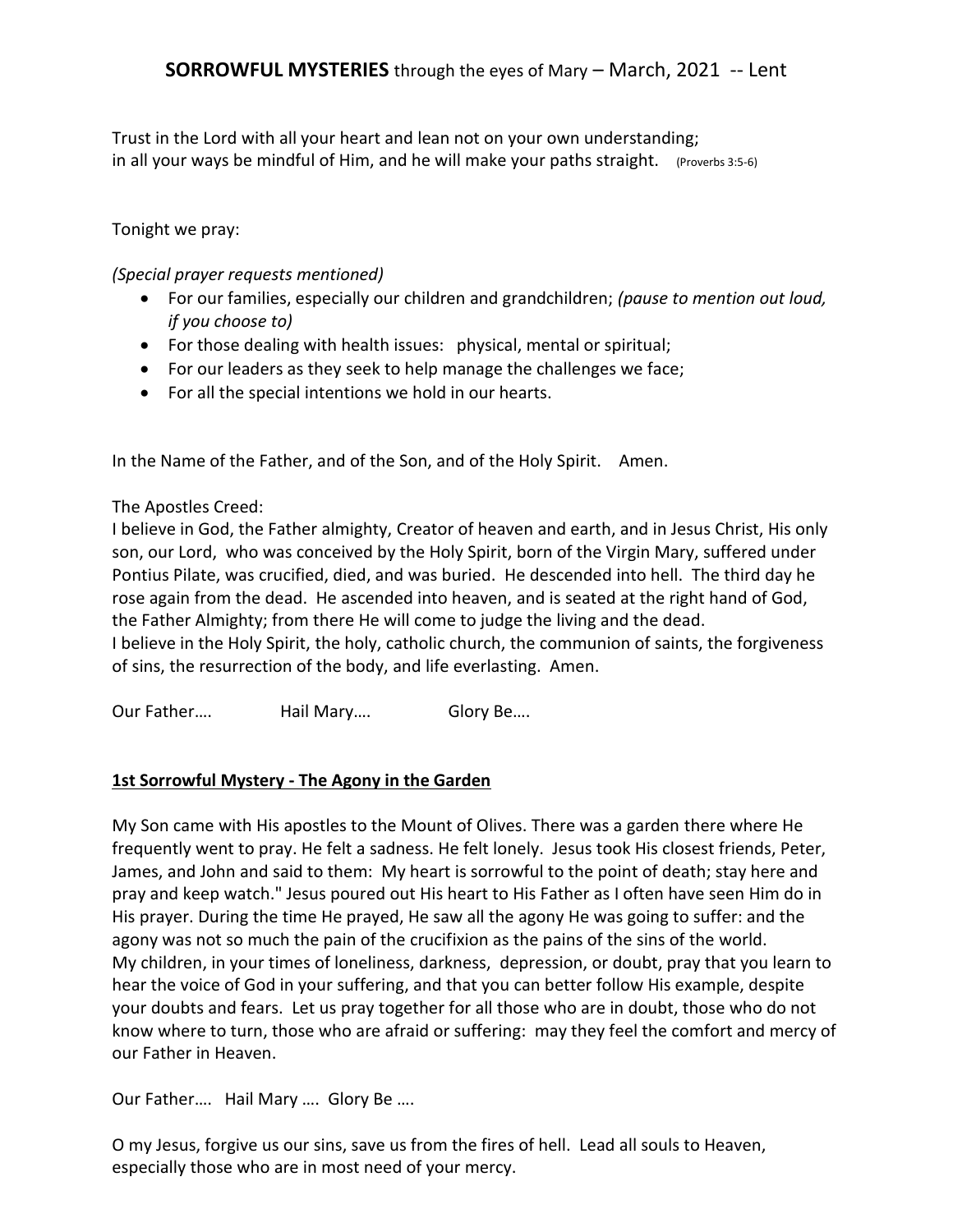# **SORROWFUL MYSTERIES** through the eyes of Mary – March, 2021 -- Lent

Trust in the Lord with all your heart and lean not on your own understanding;
in all your ways be mindful of Him, and he will make your paths straight. (Proverbs 3:5-6)

Tonight we pray:

*(Special prayer requests mentioned)*

- For our families, especially our children and grandchildren; *(pause to mention out loud, if you choose to)*
- For those dealing with health issues: physical, mental or spiritual;
- For our leaders as they seek to help manage the challenges we face;
- For all the special intentions we hold in our hearts.

In the Name of the Father, and of the Son, and of the Holy Spirit. Amen.

The Apostles Creed:
I believe in God, the Father almighty, Creator of heaven and earth, and in Jesus Christ, His only son, our Lord, who was conceived by the Holy Spirit, born of the Virgin Mary, suffered under Pontius Pilate, was crucified, died, and was buried. He descended into hell. The third day he rose again from the dead. He ascended into heaven, and is seated at the right hand of God, the Father Almighty; from there He will come to judge the living and the dead.
I believe in the Holy Spirit, the holy, catholic church, the communion of saints, the forgiveness of sins, the resurrection of the body, and life everlasting. Amen.

Our Father…. Hail Mary…. Glory Be….

## 1st Sorrowful Mystery - The Agony in the Garden

My Son came with His apostles to the Mount of Olives. There was a garden there where He frequently went to pray. He felt a sadness. He felt lonely. Jesus took His closest friends, Peter, James, and John and said to them: My heart is sorrowful to the point of death; stay here and pray and keep watch." Jesus poured out His heart to His Father as I often have seen Him do in His prayer. During the time He prayed, He saw all the agony He was going to suffer: and the agony was not so much the pain of the crucifixion as the pains of the sins of the world.
My children, in your times of loneliness, darkness, depression, or doubt, pray that you learn to hear the voice of God in your suffering, and that you can better follow His example, despite your doubts and fears. Let us pray together for all those who are in doubt, those who do not know where to turn, those who are afraid or suffering: may they feel the comfort and mercy of our Father in Heaven.

Our Father…. Hail Mary …. Glory Be ….

O my Jesus, forgive us our sins, save us from the fires of hell. Lead all souls to Heaven, especially those who are in most need of your mercy.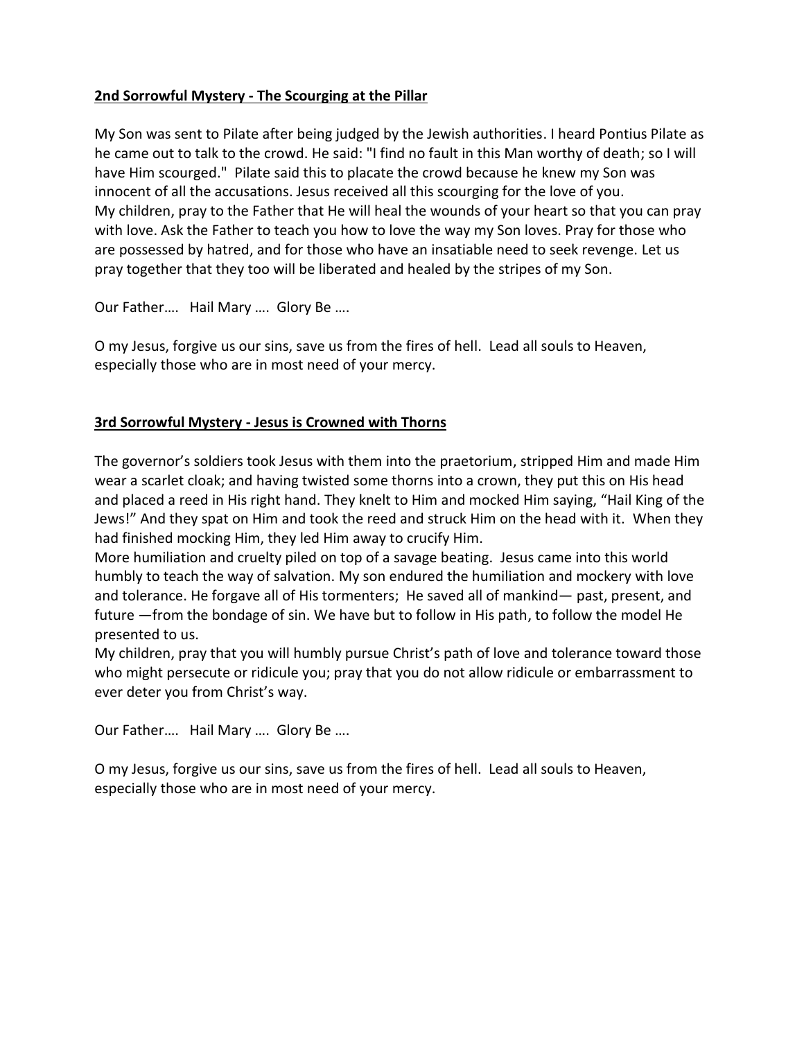**2nd Sorrowful Mystery - The Scourging at the Pillar**

My Son was sent to Pilate after being judged by the Jewish authorities. I heard Pontius Pilate as he came out to talk to the crowd. He said: "I find no fault in this Man worthy of death; so I will have Him scourged." Pilate said this to placate the crowd because he knew my Son was innocent of all the accusations. Jesus received all this scourging for the love of you.
My children, pray to the Father that He will heal the wounds of your heart so that you can pray with love. Ask the Father to teach you how to love the way my Son loves. Pray for those who are possessed by hatred, and for those who have an insatiable need to seek revenge. Let us pray together that they too will be liberated and healed by the stripes of my Son.

Our Father…. Hail Mary …. Glory Be ….

O my Jesus, forgive us our sins, save us from the fires of hell. Lead all souls to Heaven, especially those who are in most need of your mercy.

**3rd Sorrowful Mystery - Jesus is Crowned with Thorns**

The governor's soldiers took Jesus with them into the praetorium, stripped Him and made Him wear a scarlet cloak; and having twisted some thorns into a crown, they put this on His head and placed a reed in His right hand. They knelt to Him and mocked Him saying, "Hail King of the Jews!" And they spat on Him and took the reed and struck Him on the head with it. When they had finished mocking Him, they led Him away to crucify Him.
More humiliation and cruelty piled on top of a savage beating. Jesus came into this world humbly to teach the way of salvation. My son endured the humiliation and mockery with love and tolerance. He forgave all of His tormenters; He saved all of mankind— past, present, and future —from the bondage of sin. We have but to follow in His path, to follow the model He presented to us.
My children, pray that you will humbly pursue Christ's path of love and tolerance toward those who might persecute or ridicule you; pray that you do not allow ridicule or embarrassment to ever deter you from Christ's way.

Our Father…. Hail Mary …. Glory Be ….

O my Jesus, forgive us our sins, save us from the fires of hell. Lead all souls to Heaven, especially those who are in most need of your mercy.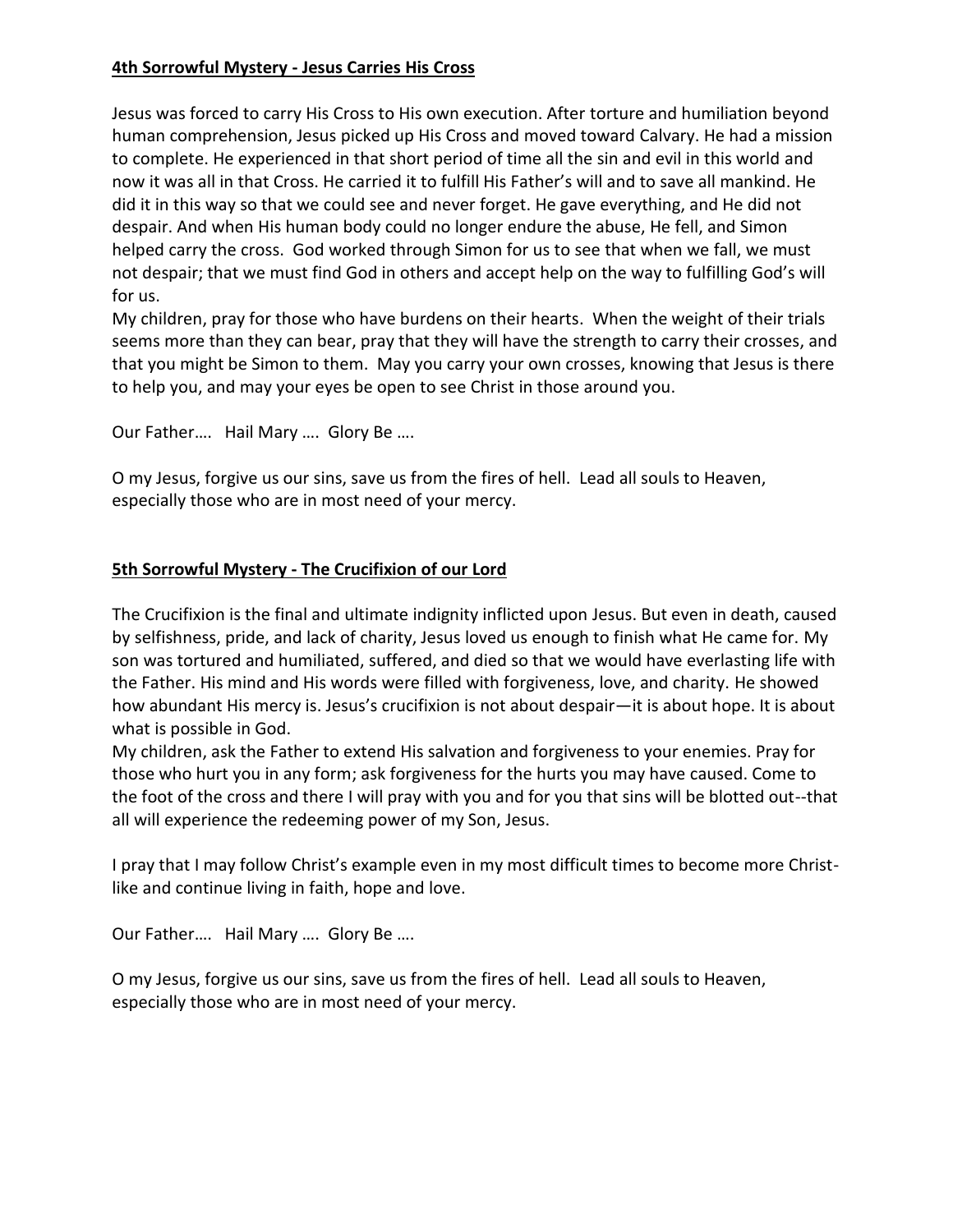**4th Sorrowful Mystery - Jesus Carries His Cross**

Jesus was forced to carry His Cross to His own execution. After torture and humiliation beyond human comprehension, Jesus picked up His Cross and moved toward Calvary. He had a mission to complete. He experienced in that short period of time all the sin and evil in this world and now it was all in that Cross. He carried it to fulfill His Father's will and to save all mankind. He did it in this way so that we could see and never forget. He gave everything, and He did not despair. And when His human body could no longer endure the abuse, He fell, and Simon helped carry the cross. God worked through Simon for us to see that when we fall, we must not despair; that we must find God in others and accept help on the way to fulfilling God's will for us.

My children, pray for those who have burdens on their hearts. When the weight of their trials seems more than they can bear, pray that they will have the strength to carry their crosses, and that you might be Simon to them. May you carry your own crosses, knowing that Jesus is there to help you, and may your eyes be open to see Christ in those around you.

Our Father…. Hail Mary …. Glory Be ….

O my Jesus, forgive us our sins, save us from the fires of hell. Lead all souls to Heaven, especially those who are in most need of your mercy.

**5th Sorrowful Mystery - The Crucifixion of our Lord**

The Crucifixion is the final and ultimate indignity inflicted upon Jesus. But even in death, caused by selfishness, pride, and lack of charity, Jesus loved us enough to finish what He came for. My son was tortured and humiliated, suffered, and died so that we would have everlasting life with the Father. His mind and His words were filled with forgiveness, love, and charity. He showed how abundant His mercy is. Jesus's crucifixion is not about despair—it is about hope. It is about what is possible in God.

My children, ask the Father to extend His salvation and forgiveness to your enemies. Pray for those who hurt you in any form; ask forgiveness for the hurts you may have caused. Come to the foot of the cross and there I will pray with you and for you that sins will be blotted out--that all will experience the redeeming power of my Son, Jesus.

I pray that I may follow Christ's example even in my most difficult times to become more Christ-like and continue living in faith, hope and love.

Our Father…. Hail Mary …. Glory Be ….

O my Jesus, forgive us our sins, save us from the fires of hell. Lead all souls to Heaven, especially those who are in most need of your mercy.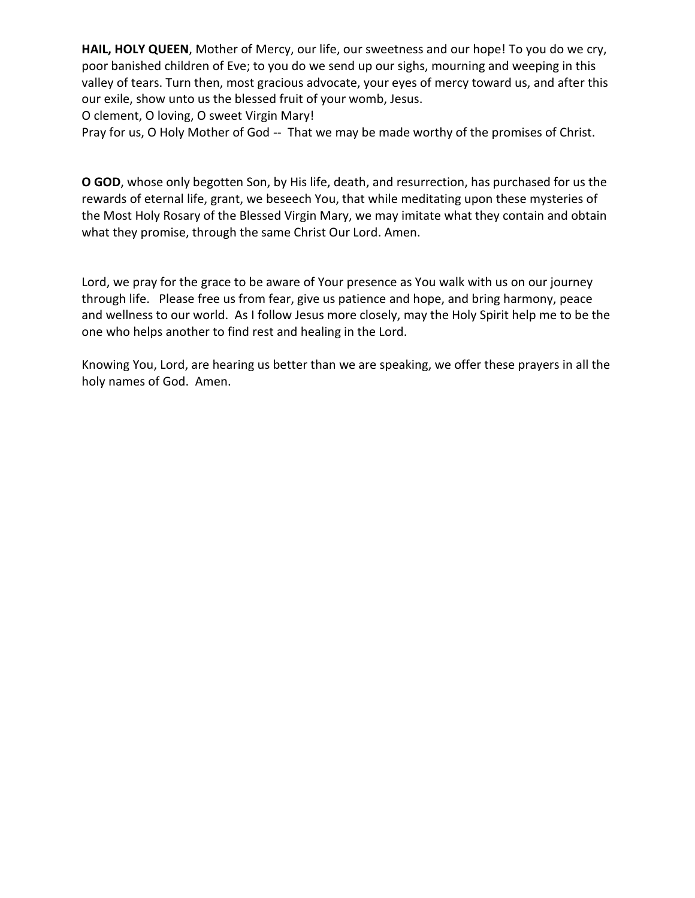**HAIL, HOLY QUEEN**, Mother of Mercy, our life, our sweetness and our hope! To you do we cry, poor banished children of Eve; to you do we send up our sighs, mourning and weeping in this valley of tears. Turn then, most gracious advocate, your eyes of mercy toward us, and after this our exile, show unto us the blessed fruit of your womb, Jesus.
O clement, O loving, O sweet Virgin Mary!
Pray for us, O Holy Mother of God -- That we may be made worthy of the promises of Christ.

**O GOD**, whose only begotten Son, by His life, death, and resurrection, has purchased for us the rewards of eternal life, grant, we beseech You, that while meditating upon these mysteries of the Most Holy Rosary of the Blessed Virgin Mary, we may imitate what they contain and obtain what they promise, through the same Christ Our Lord. Amen.

Lord, we pray for the grace to be aware of Your presence as You walk with us on our journey through life. Please free us from fear, give us patience and hope, and bring harmony, peace and wellness to our world. As I follow Jesus more closely, may the Holy Spirit help me to be the one who helps another to find rest and healing in the Lord.

Knowing You, Lord, are hearing us better than we are speaking, we offer these prayers in all the holy names of God. Amen.